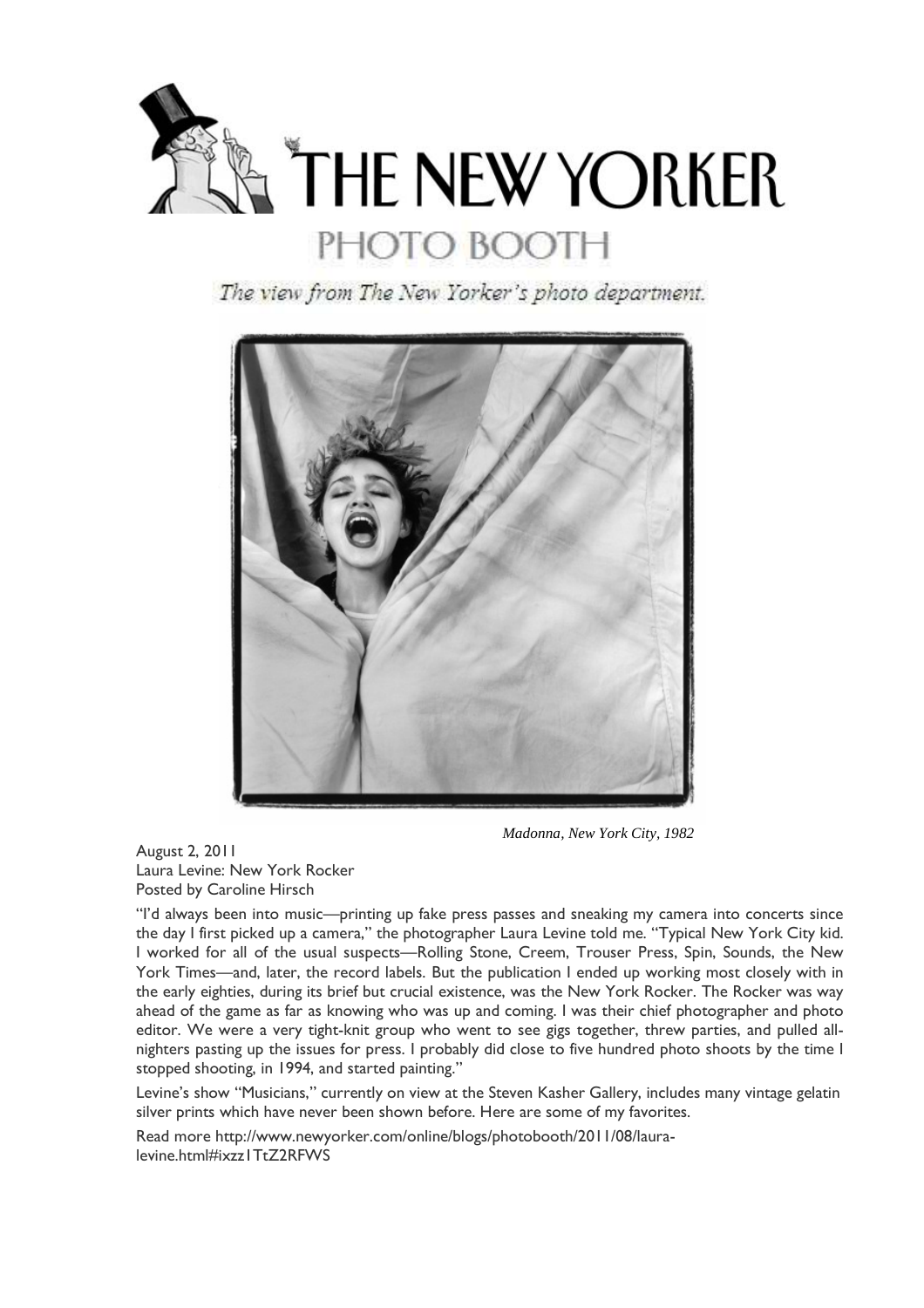# THE NEW YORKER

## PHOTO BOOTH

*The view from The New Yorker's photo department.*

*Madonna, New York City, 1982*

August 2, 2011
Laura Levine: New York Rocker
Posted by Caroline Hirsch

"I'd always been into music—printing up fake press passes and sneaking my camera into concerts since the day I first picked up a camera," the photographer Laura Levine told me. "Typical New York City kid. I worked for all of the usual suspects—Rolling Stone, Creem, Trouser Press, Spin, Sounds, the New York Times—and, later, the record labels. But the publication I ended up working most closely with in the early eighties, during its brief but crucial existence, was the New York Rocker. The Rocker was way ahead of the game as far as knowing who was up and coming. I was their chief photographer and photo editor. We were a very tight-knit group who went to see gigs together, threw parties, and pulled all-nighters pasting up the issues for press. I probably did close to five hundred photo shoots by the time I stopped shooting, in 1994, and started painting."

Levine's show "Musicians," currently on view at the Steven Kasher Gallery, includes many vintage gelatin silver prints which have never been shown before. Here are some of my favorites.

Read more http://www.newyorker.com/online/blogs/photobooth/2011/08/laura-levine.html#ixzz1TtZ2RFWS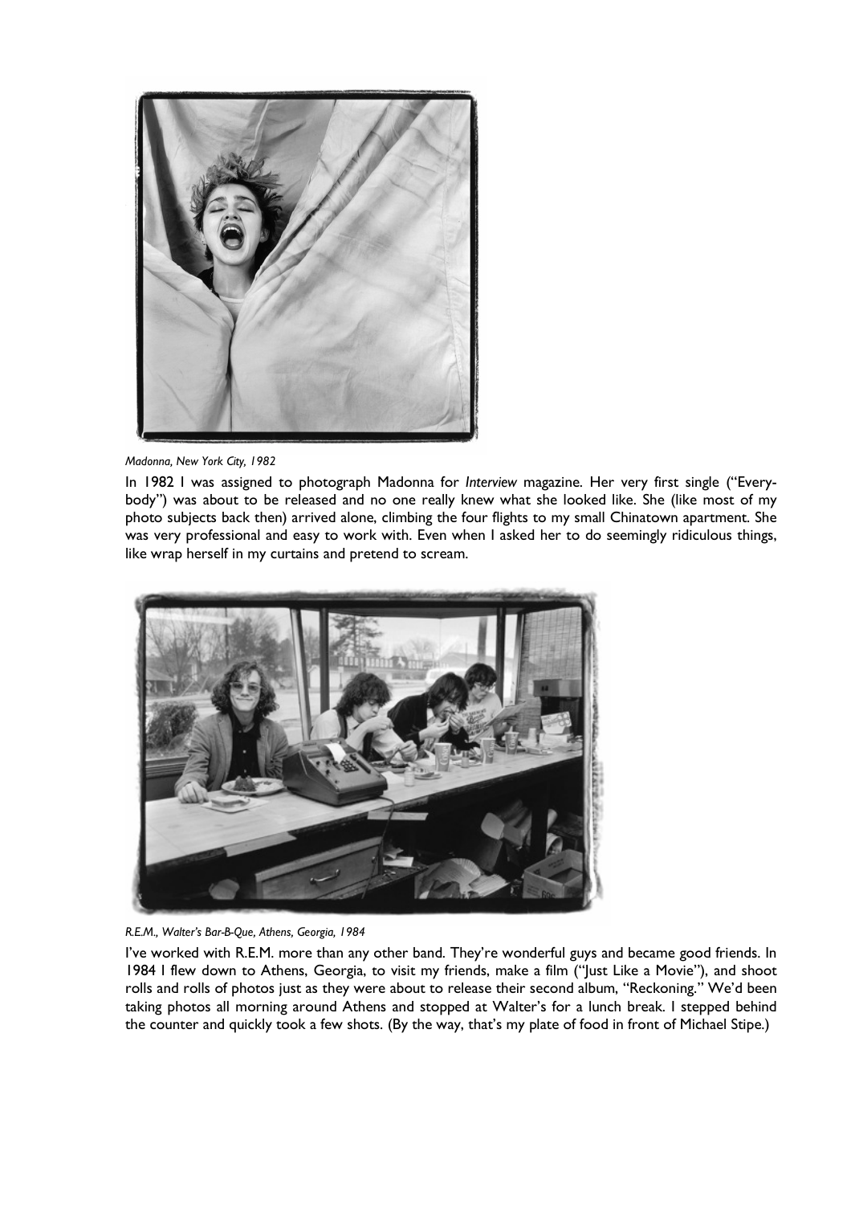*Madonna, New York City, 1982*

In 1982 I was assigned to photograph Madonna for *Interview* magazine. Her very first single ("Every-body") was about to be released and no one really knew what she looked like. She (like most of my photo subjects back then) arrived alone, climbing the four flights to my small Chinatown apartment. She was very professional and easy to work with. Even when I asked her to do seemingly ridiculous things, like wrap herself in my curtains and pretend to scream.

*R.E.M., Walter's Bar-B-Que, Athens, Georgia, 1984*

I've worked with R.E.M. more than any other band. They're wonderful guys and became good friends. In 1984 I flew down to Athens, Georgia, to visit my friends, make a film ("Just Like a Movie"), and shoot rolls and rolls of photos just as they were about to release their second album, "Reckoning." We'd been taking photos all morning around Athens and stopped at Walter's for a lunch break. I stepped behind the counter and quickly took a few shots. (By the way, that's my plate of food in front of Michael Stipe.)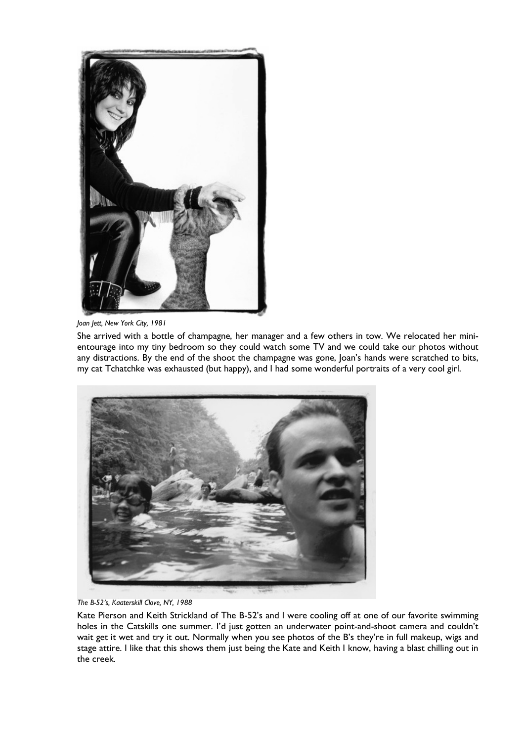*Joan Jett, New York City, 1981*

She arrived with a bottle of champagne, her manager and a few others in tow. We relocated her mini-entourage into my tiny bedroom so they could watch some TV and we could take our photos without any distractions. By the end of the shoot the champagne was gone, Joan's hands were scratched to bits, my cat Tchatchke was exhausted (but happy), and I had some wonderful portraits of a very cool girl.

*The B-52's, Kaaterskill Clove, NY, 1988*

Kate Pierson and Keith Strickland of The B-52's and I were cooling off at one of our favorite swimming holes in the Catskills one summer. I'd just gotten an underwater point-and-shoot camera and couldn't wait get it wet and try it out. Normally when you see photos of the B's they're in full makeup, wigs and stage attire. I like that this shows them just being the Kate and Keith I know, having a blast chilling out in the creek.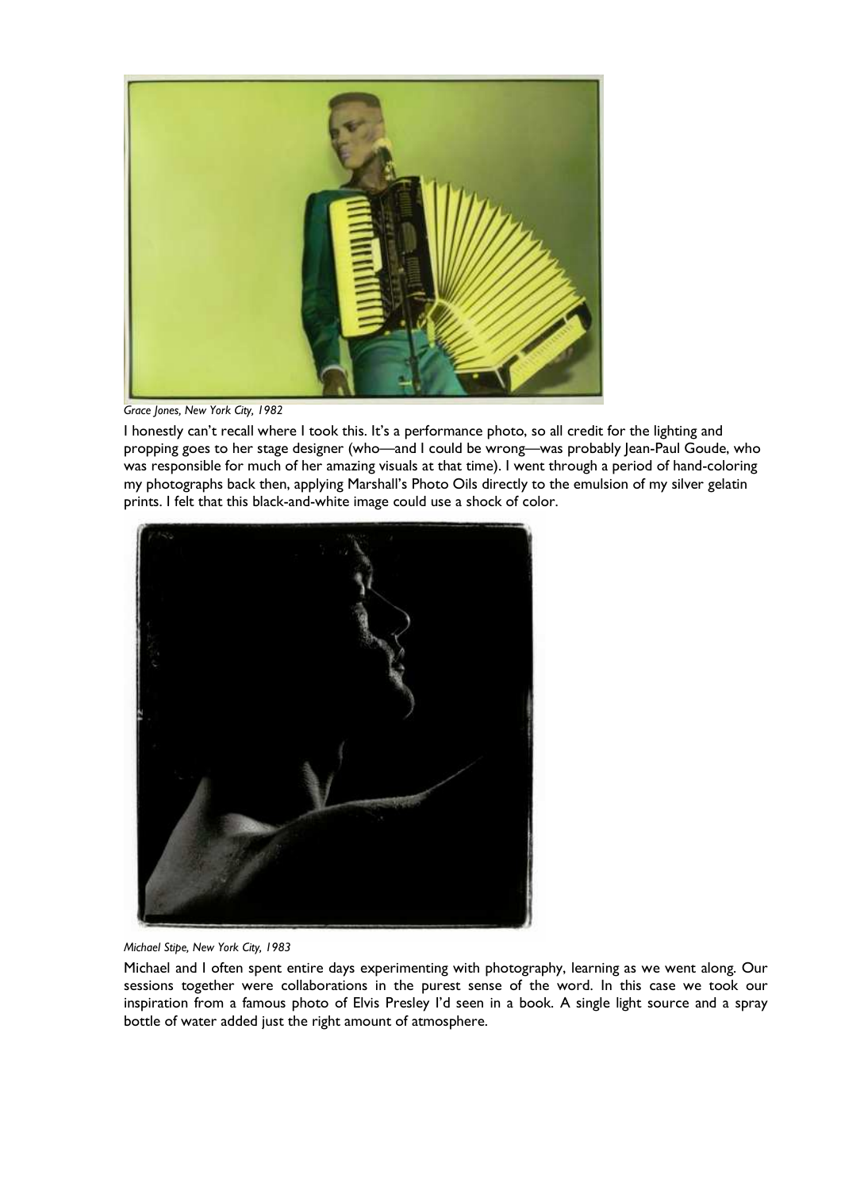*Grace Jones, New York City, 1982*

I honestly can't recall where I took this. It's a performance photo, so all credit for the lighting and propping goes to her stage designer (who—and I could be wrong—was probably Jean-Paul Goude, who was responsible for much of her amazing visuals at that time). I went through a period of hand-coloring my photographs back then, applying Marshall's Photo Oils directly to the emulsion of my silver gelatin prints. I felt that this black-and-white image could use a shock of color.

*Michael Stipe, New York City, 1983*

Michael and I often spent entire days experimenting with photography, learning as we went along. Our sessions together were collaborations in the purest sense of the word. In this case we took our inspiration from a famous photo of Elvis Presley I'd seen in a book. A single light source and a spray bottle of water added just the right amount of atmosphere.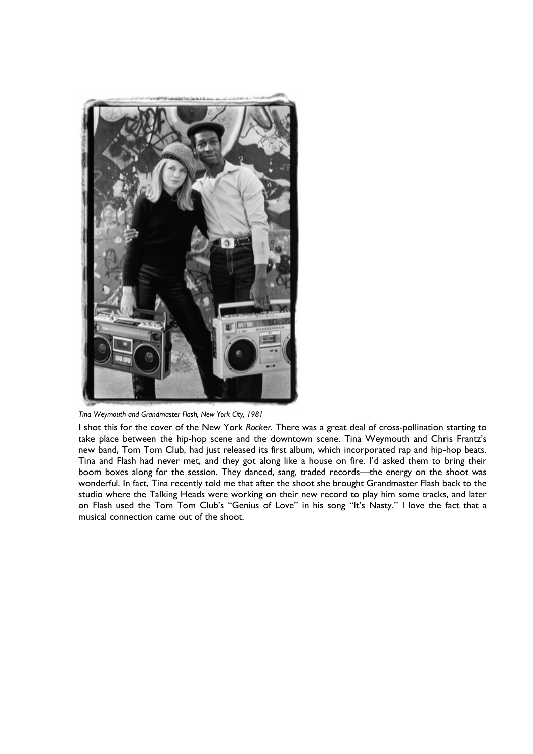*Tina Weymouth and Grandmaster Flash, New York City, 1981*

I shot this for the cover of the New York *Rocker*. There was a great deal of cross-pollination starting to take place between the hip-hop scene and the downtown scene. Tina Weymouth and Chris Frantz's new band, Tom Tom Club, had just released its first album, which incorporated rap and hip-hop beats. Tina and Flash had never met, and they got along like a house on fire. I'd asked them to bring their boom boxes along for the session. They danced, sang, traded records—the energy on the shoot was wonderful. In fact, Tina recently told me that after the shoot she brought Grandmaster Flash back to the studio where the Talking Heads were working on their new record to play him some tracks, and later on Flash used the Tom Tom Club's "Genius of Love" in his song "It's Nasty." I love the fact that a musical connection came out of the shoot.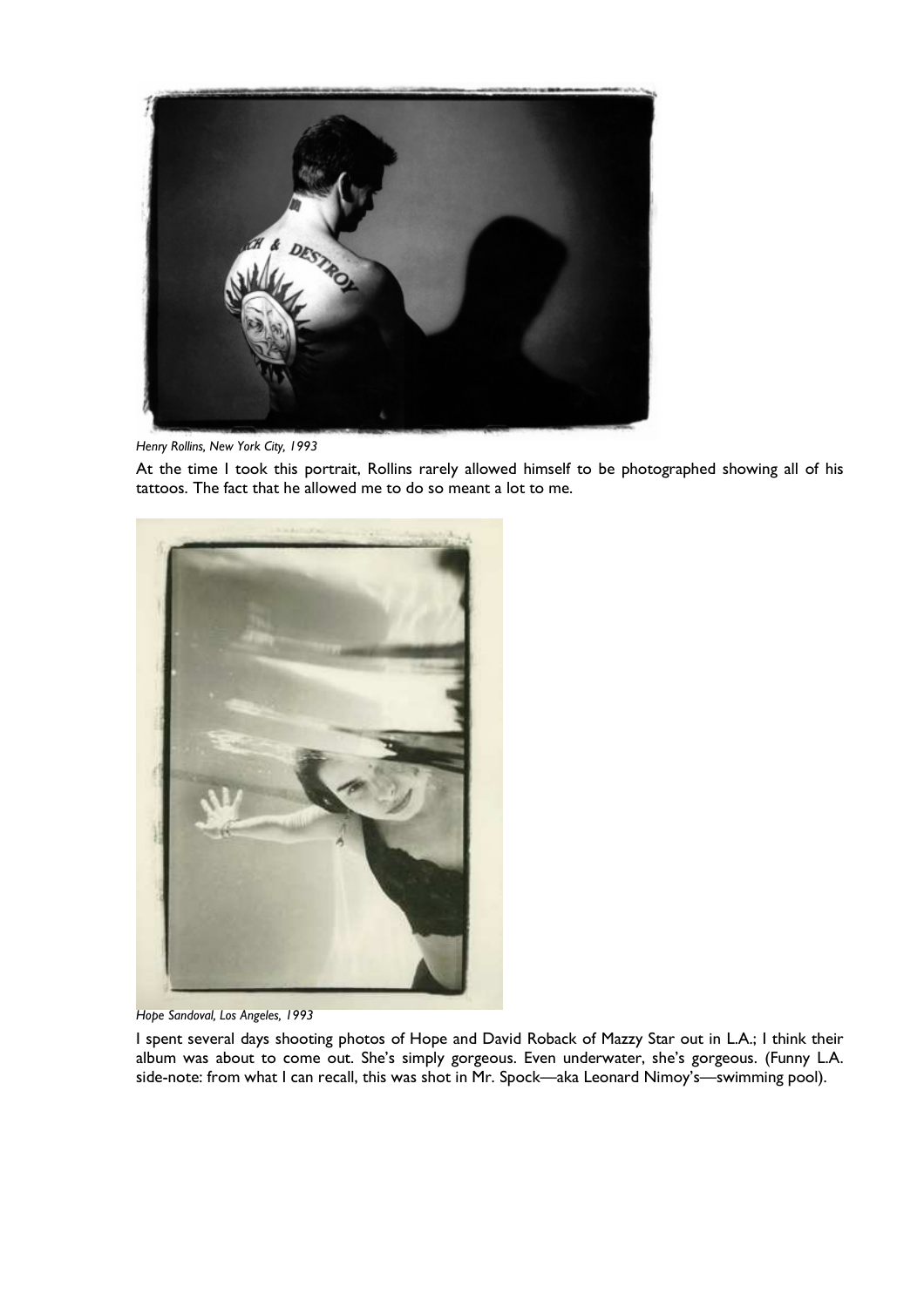*Henry Rollins, New York City, 1993*

At the time I took this portrait, Rollins rarely allowed himself to be photographed showing all of his tattoos. The fact that he allowed me to do so meant a lot to me.

*Hope Sandoval, Los Angeles, 1993*

I spent several days shooting photos of Hope and David Roback of Mazzy Star out in L.A.; I think their album was about to come out. She's simply gorgeous. Even underwater, she's gorgeous. (Funny L.A. side-note: from what I can recall, this was shot in Mr. Spock—aka Leonard Nimoy's—swimming pool).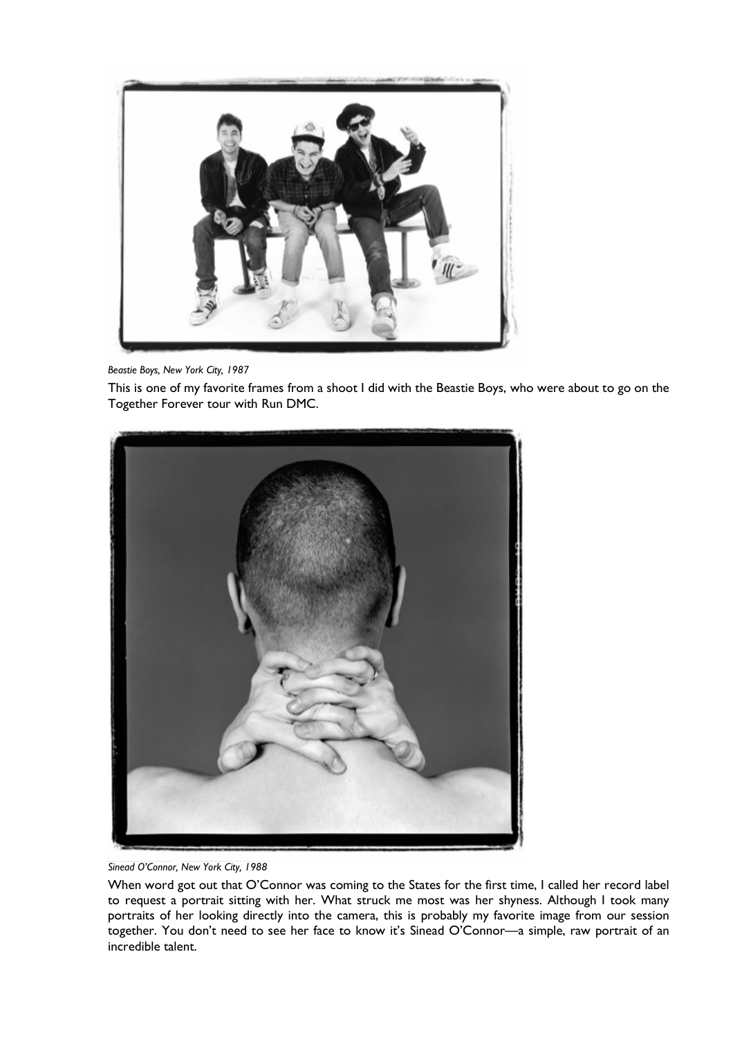*Beastie Boys, New York City, 1987*

This is one of my favorite frames from a shoot I did with the Beastie Boys, who were about to go on the Together Forever tour with Run DMC.

*Sinead O'Connor, New York City, 1988*

When word got out that O'Connor was coming to the States for the first time, I called her record label to request a portrait sitting with her. What struck me most was her shyness. Although I took many portraits of her looking directly into the camera, this is probably my favorite image from our session together. You don't need to see her face to know it's Sinead O'Connor—a simple, raw portrait of an incredible talent.